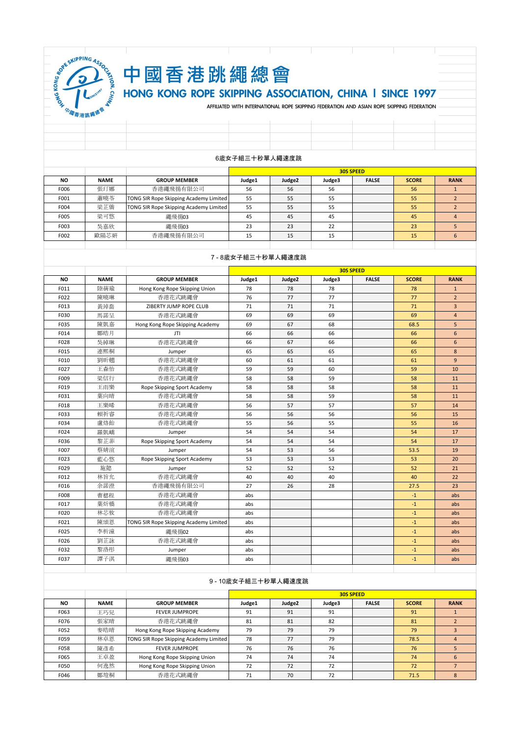# 中國香港跳繩總會

## HONG KONG ROPE SKIPPING ASSOCIATION, CHINA | SINCE 1997

AFFILIATED WITH INTERNATIONAL ROPE SKIPPING FEDERATION AND ASIAN ROPE SKIPPING FEDERATION

### 6歲女子組三十秒單人繩速度跳

| | | | 30S SPEED | | | | | |
|---|---|---|---|---|---|---|---|---|
| NO | NAME | GROUP MEMBER | Judge1 | Judge2 | Judge3 | FALSE | SCORE | RANK |
| F006 | 張玎娜 | 香港繩飛揚有限公司 | 56 | 56 | 56 | | 56 | 1 |
| F001 | 蕭曉苓 | TONG SIR Rope Skipping Academy Limited | 55 | 55 | 55 | | 55 | 2 |
| F004 | 梁芷僑 | TONG SIR Rope Skipping Academy Limited | 55 | 55 | 55 | | 55 | 2 |
| F005 | 梁可悠 | 繩飛揚03 | 45 | 45 | 45 | | 45 | 4 |
| F003 | 吳嘉欣 | 繩飛揚03 | 23 | 23 | 22 | | 23 | 5 |
| F002 | 歐陽芯妍 | 香港繩飛揚有限公司 | 15 | 15 | 15 | | 15 | 6 |

### 7 - 8歲女子組三十秒單人繩速度跳

| | | | 30S SPEED | | | | | |
|---|---|---|---|---|---|---|---|---|
| NO | NAME | GROUP MEMBER | Judge1 | Judge2 | Judge3 | FALSE | SCORE | RANK |
| F011 | 陸莃瑜 | Hong Kong Rope Skipping Union | 78 | 78 | 78 | | 78 | 1 |
| F022 | 陳曉琳 | 香港花式跳繩會 | 76 | 77 | 77 | | 77 | 2 |
| F013 | 黃琸喬 | ZIBERTY JUMP ROPE CLUB | 71 | 71 | 71 | | 71 | 3 |
| F030 | 馬諾呈 | 香港花式跳繩會 | 69 | 69 | 69 | | 69 | 4 |
| F035 | 陳凱嘉 | Hong Kong Rope Skipping Academy | 69 | 67 | 68 | | 68.5 | 5 |
| F014 | 鄺皓月 | JTI | 66 | 66 | 66 | | 66 | 6 |
| F028 | 吳綽琳 | 香港花式跳繩會 | 66 | 67 | 66 | | 66 | 6 |
| F015 | 連熙桐 | Jumper | 65 | 65 | 65 | | 65 | 8 |
| F010 | 劉昕翘 | 香港花式跳繩會 | 60 | 61 | 61 | | 61 | 9 |
| F027 | 王森怡 | 香港花式跳繩會 | 59 | 59 | 60 | | 59 | 10 |
| F009 | 梁信行 | 香港花式跳繩會 | 58 | 58 | 59 | | 58 | 11 |
| F019 | 王雨樂 | Rope Skipping Sport Academy | 58 | 58 | 58 | | 58 | 11 |
| F031 | 葉向晴 | 香港花式跳繩會 | 58 | 58 | 59 | | 58 | 11 |
| F018 | 王樂晞 | 香港花式跳繩會 | 56 | 57 | 57 | | 57 | 14 |
| F033 | 賴祈睿 | 香港花式跳繩會 | 56 | 56 | 56 | | 56 | 15 |
| F034 | 盧烙飴 | 香港花式跳繩會 | 55 | 56 | 55 | | 55 | 16 |
| F024 | 羅凱嶠 | Jumper | 54 | 54 | 54 | | 54 | 17 |
| F036 | 黎芷菲 | Rope Skipping Sport Academy | 54 | 54 | 54 | | 54 | 17 |
| F007 | 蔡靖渲 | Jumper | 54 | 53 | 56 | | 53.5 | 19 |
| F023 | 藍心悠 | Rope Skipping Sport Academy | 53 | 53 | 53 | | 53 | 20 |
| F029 | 施懿 | Jumper | 52 | 52 | 52 | | 52 | 21 |
| F012 | 林旨允 | 香港花式跳繩會 | 40 | 40 | 40 | | 40 | 22 |
| F016 | 余諾澄 | 香港繩飛揚有限公司 | 27 | 26 | 28 | | 27.5 | 23 |
| F008 | 曹櫻程 | 香港花式跳繩會 | abs | | | | -1 | abs |
| F017 | 葉炘橋 | 香港花式跳繩會 | abs | | | | -1 | abs |
| F020 | 林芯攸 | 香港花式跳繩會 | abs | | | | -1 | abs |
| F021 | 陳頌恩 | TONG SIR Rope Skipping Academy Limited | abs | | | | -1 | abs |
| F025 | 李析瀅 | 繩飛揚02 | abs | | | | -1 | abs |
| F026 | 劉芷詠 | 香港花式跳繩會 | abs | | | | -1 | abs |
| F032 | 黎洛彤 | Jumper | abs | | | | -1 | abs |
| F037 | 譚子淇 | 繩飛揚03 | abs | | | | -1 | abs |

### 9 - 10歲女子組三十秒單人繩速度跳

| | | | 30S SPEED | | | | | |
|---|---|---|---|---|---|---|---|---|
| NO | NAME | GROUP MEMBER | Judge1 | Judge2 | Judge3 | FALSE | SCORE | RANK |
| F063 | 王巧兒 | FEVER JUMPROPE | 91 | 91 | 91 | | 91 | 1 |
| F076 | 張家晴 | 香港花式跳繩會 | 81 | 81 | 82 | | 81 | 2 |
| F052 | 麥皓晴 | Hong Kong Rope Skipping Academy | 79 | 79 | 79 | | 79 | 3 |
| F059 | 林卓恩 | TONG SIR Rope Skipping Academy Limited | 78 | 77 | 79 | | 78.5 | 4 |
| F058 | 陳彥希 | FEVER JUMPROPE | 76 | 76 | 76 | | 76 | 5 |
| F065 | 王卓盈 | Hong Kong Rope Skipping Union | 74 | 74 | 74 | | 74 | 6 |
| F050 | 何逸然 | Hong Kong Rope Skipping Union | 72 | 72 | 72 | | 72 | 7 |
| F046 | 鄺塏桐 | 香港花式跳繩會 | 71 | 70 | 72 | | 71.5 | 8 |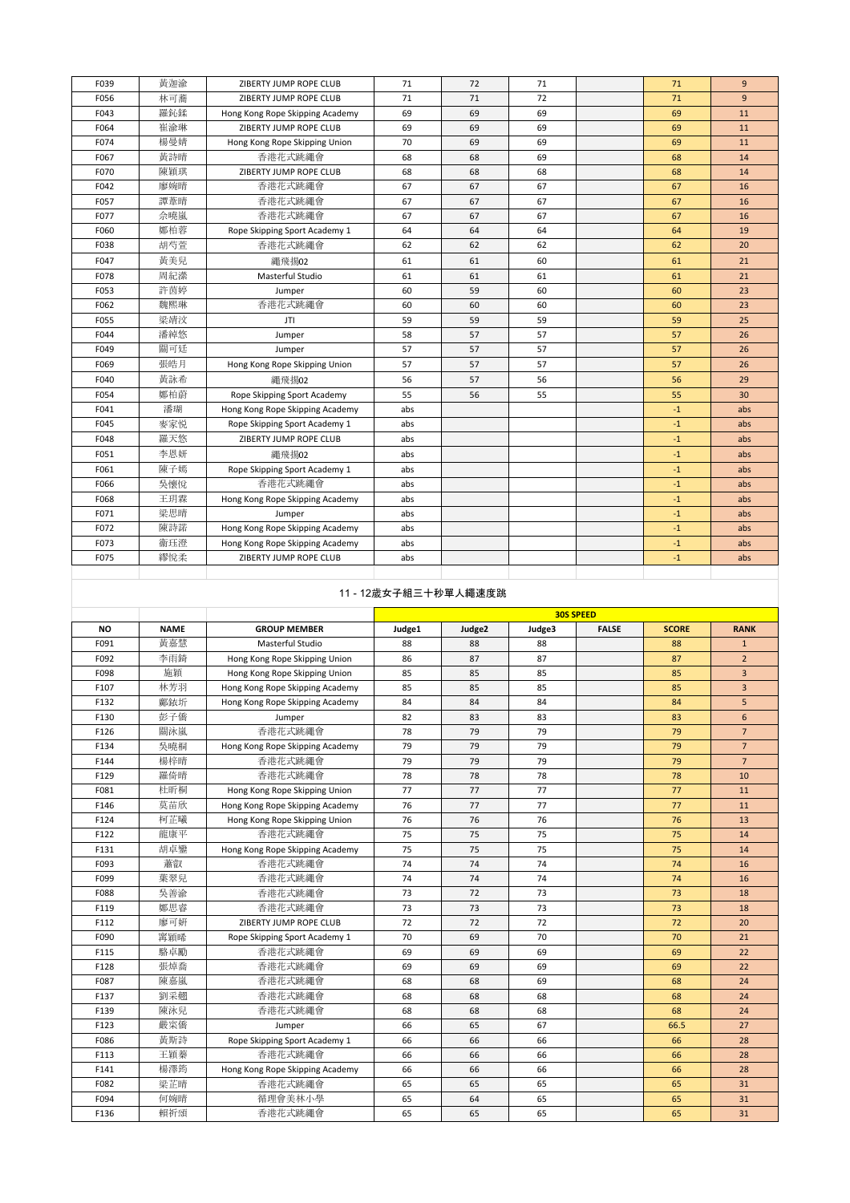| F039 | 黃迦渝 | ZIBERTY JUMP ROPE CLUB | 71 | 72 | 71 | | 71 | 9 |
|---|---|---|---|---|---|---|---|---|
| F056 | 林可蕎 | ZIBERTY JUMP ROPE CLUB | 71 | 71 | 72 | | 71 | 9 |
| F043 | 羅鈊鍒 | Hong Kong Rope Skipping Academy | 69 | 69 | 69 | | 69 | 11 |
| F064 | 崔淪琳 | ZIBERTY JUMP ROPE CLUB | 69 | 69 | 69 | | 69 | 11 |
| F074 | 楊曼婧 | Hong Kong Rope Skipping Union | 70 | 69 | 69 | | 69 | 11 |
| F067 | 黃詩晴 | 香港花式跳繩會 | 68 | 68 | 69 | | 68 | 14 |
| F070 | 陳穎琪 | ZIBERTY JUMP ROPE CLUB | 68 | 68 | 68 | | 68 | 14 |
| F042 | 廖婉晴 | 香港花式跳繩會 | 67 | 67 | 67 | | 67 | 16 |
| F057 | 譚蒼晴 | 香港花式跳繩會 | 67 | 67 | 67 | | 67 | 16 |
| F077 | 佘曉嵐 | 香港花式跳繩會 | 67 | 67 | 67 | | 67 | 16 |
| F060 | 鄭柏蓉 | Rope Skipping Sport Academy 1 | 64 | 64 | 64 | | 64 | 19 |
| F038 | 胡芍萱 | 香港花式跳繩會 | 62 | 62 | 62 | | 62 | 20 |
| F047 | 黃美兒 | 繩飛揚02 | 61 | 61 | 60 | | 61 | 21 |
| F078 | 周紀濛 | Masterful Studio | 61 | 61 | 61 | | 61 | 21 |
| F053 | 許茵婷 | Jumper | 60 | 59 | 60 | | 60 | 23 |
| F062 | 魏熙琳 | 香港花式跳繩會 | 60 | 60 | 60 | | 60 | 23 |
| F055 | 梁靖汶 | JTI | 59 | 59 | 59 | | 59 | 25 |
| F044 | 潘綽悠 | Jumper | 58 | 57 | 57 | | 57 | 26 |
| F049 | 關可廷 | Jumper | 57 | 57 | 57 | | 57 | 26 |
| F069 | 張皓月 | Hong Kong Rope Skipping Union | 57 | 57 | 57 | | 57 | 26 |
| F040 | 黃詠希 | 繩飛揚02 | 56 | 57 | 56 | | 56 | 29 |
| F054 | 鄭柏蔚 | Rope Skipping Sport Academy | 55 | 56 | 55 | | 55 | 30 |
| F041 | 潘瑚 | Hong Kong Rope Skipping Academy | abs | | | | -1 | abs |
| F045 | 麥家悅 | Rope Skipping Sport Academy 1 | abs | | | | -1 | abs |
| F048 | 羅天悠 | ZIBERTY JUMP ROPE CLUB | abs | | | | -1 | abs |
| F051 | 李恩妍 | 繩飛揚02 | abs | | | | -1 | abs |
| F061 | 陳子嫣 | Rope Skipping Sport Academy 1 | abs | | | | -1 | abs |
| F066 | 吳懷悅 | 香港花式跳繩會 | abs | | | | -1 | abs |
| F068 | 王玥霖 | Hong Kong Rope Skipping Academy | abs | | | | -1 | abs |
| F071 | 梁思晴 | Jumper | abs | | | | -1 | abs |
| F072 | 陳詩諾 | Hong Kong Rope Skipping Academy | abs | | | | -1 | abs |
| F073 | 衞珏澄 | Hong Kong Rope Skipping Academy | abs | | | | -1 | abs |
| F075 | 繆悅柔 | ZIBERTY JUMP ROPE CLUB | abs | | | | -1 | abs |

## 11 - 12歲女子組三十秒單人繩速度跳

| | | | 30S SPEED | | | | | |
|---|---|---|---|---|---|---|---|---|
| **NO** | **NAME** | **GROUP MEMBER** | **Judge1** | **Judge2** | **Judge3** | **FALSE** | **SCORE** | **RANK** |
| F091 | 黃嘉慧 | Masterful Studio | 88 | 88 | 88 | | 88 | 1 |
| F092 | 李雨錡 | Hong Kong Rope Skipping Union | 86 | 87 | 87 | | 87 | 2 |
| F098 | 施穎 | Hong Kong Rope Skipping Union | 85 | 85 | 85 | | 85 | 3 |
| F107 | 林芳羽 | Hong Kong Rope Skipping Academy | 85 | 85 | 85 | | 85 | 3 |
| F132 | 鄺鉉圻 | Hong Kong Rope Skipping Academy | 84 | 84 | 84 | | 84 | 5 |
| F130 | 彭子僑 | Jumper | 82 | 83 | 83 | | 83 | 6 |
| F126 | 關泳嵐 | 香港花式跳繩會 | 78 | 79 | 79 | | 79 | 7 |
| F134 | 吳曉桐 | Hong Kong Rope Skipping Academy | 79 | 79 | 79 | | 79 | 7 |
| F144 | 楊梓晴 | 香港花式跳繩會 | 79 | 79 | 79 | | 79 | 7 |
| F129 | 羅倚晴 | 香港花式跳繩會 | 78 | 78 | 78 | | 78 | 10 |
| F081 | 杜昕桐 | Hong Kong Rope Skipping Union | 77 | 77 | 77 | | 77 | 11 |
| F146 | 莫苗欣 | Hong Kong Rope Skipping Academy | 76 | 77 | 77 | | 77 | 11 |
| F124 | 柯芷曦 | Hong Kong Rope Skipping Union | 76 | 76 | 76 | | 76 | 13 |
| F122 | 龍康平 | 香港花式跳繩會 | 75 | 75 | 75 | | 75 | 14 |
| F131 | 胡卓鑾 | Hong Kong Rope Skipping Academy | 75 | 75 | 75 | | 75 | 14 |
| F093 | 蕭叡 | 香港花式跳繩會 | 74 | 74 | 74 | | 74 | 16 |
| F099 | 葉翠兒 | 香港花式跳繩會 | 74 | 74 | 74 | | 74 | 16 |
| F088 | 吳善渝 | 香港花式跳繩會 | 73 | 72 | 73 | | 73 | 18 |
| F119 | 鄭思睿 | 香港花式跳繩會 | 73 | 73 | 73 | | 73 | 18 |
| F112 | 廖可妍 | ZIBERTY JUMP ROPE CLUB | 72 | 72 | 72 | | 72 | 20 |
| F090 | 甯穎晞 | Rope Skipping Sport Academy 1 | 70 | 69 | 70 | | 70 | 21 |
| F115 | 駱卓勵 | 香港花式跳繩會 | 69 | 69 | 69 | | 69 | 22 |
| F128 | 張焯喬 | 香港花式跳繩會 | 69 | 69 | 69 | | 69 | 22 |
| F087 | 陳嘉嵐 | 香港花式跳繩會 | 68 | 68 | 69 | | 68 | 24 |
| F137 | 劉采翹 | 香港花式跳繩會 | 68 | 68 | 68 | | 68 | 24 |
| F139 | 陳泳兒 | 香港花式跳繩會 | 68 | 68 | 68 | | 68 | 24 |
| F123 | 嚴采僑 | Jumper | 66 | 65 | 67 | | 66.5 | 27 |
| F086 | 黃斯詩 | Rope Skipping Sport Academy 1 | 66 | 66 | 66 | | 66 | 28 |
| F113 | 王穎蓁 | 香港花式跳繩會 | 66 | 66 | 66 | | 66 | 28 |
| F141 | 楊澤筠 | Hong Kong Rope Skipping Academy | 66 | 66 | 66 | | 66 | 28 |
| F082 | 梁芷晴 | 香港花式跳繩會 | 65 | 65 | 65 | | 65 | 31 |
| F094 | 何婉晴 | 循理會美林小學 | 65 | 64 | 65 | | 65 | 31 |
| F136 | 賴祈頌 | 香港花式跳繩會 | 65 | 65 | 65 | | 65 | 31 |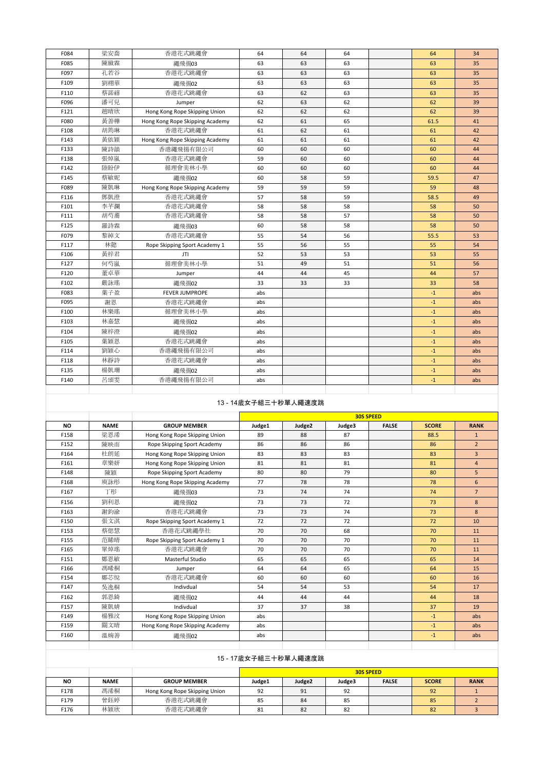| | | | | | | | | |
|---|---|---|---|---|---|---|---|---|
| F084 | 梁安喬 | 香港花式跳繩會 | 64 | 64 | 64 | | 64 | 34 |
| F085 | 陳緻霖 | 繩飛揚03 | 63 | 63 | 63 | | 63 | 35 |
| F097 | 孔若谷 | 香港花式跳繩會 | 63 | 63 | 63 | | 63 | 35 |
| F109 | 劉栩華 | 繩飛揚02 | 63 | 63 | 63 | | 63 | 35 |
| F110 | 蔡諾禧 | 香港花式跳繩會 | 63 | 62 | 63 | | 63 | 35 |
| F096 | 潘可兒 | Jumper | 62 | 63 | 62 | | 62 | 39 |
| F121 | 趙晴欣 | Hong Kong Rope Skipping Union | 62 | 62 | 62 | | 62 | 39 |
| F080 | 黃善樺 | Hong Kong Rope Skipping Academy | 62 | 61 | 65 | | 61.5 | 41 |
| F108 | 胡筠琳 | 香港花式跳繩會 | 61 | 62 | 61 | | 61 | 42 |
| F143 | 黃依穎 | Hong Kong Rope Skipping Academy | 61 | 61 | 61 | | 61 | 42 |
| F133 | 陳詩韻 | 香港繩飛揚有限公司 | 60 | 60 | 60 | | 60 | 44 |
| F138 | 張焯嵐 | 香港花式跳繩會 | 59 | 60 | 60 | | 60 | 44 |
| F142 | 陸盼伊 | 循理會美林小學 | 60 | 60 | 60 | | 60 | 44 |
| F145 | 蔡敏妮 | 繩飛揚02 | 60 | 58 | 59 | | 59.5 | 47 |
| F089 | 陳凱琳 | Hong Kong Rope Skipping Academy | 59 | 59 | 59 | | 59 | 48 |
| F116 | 鄧凱澄 | 香港花式跳繩會 | 57 | 58 | 59 | | 58.5 | 49 |
| F101 | 李芊灝 | 香港花式跳繩會 | 58 | 58 | 58 | | 58 | 50 |
| F111 | 胡芍蕎 | 香港花式跳繩會 | 58 | 58 | 57 | | 58 | 50 |
| F125 | 羅詩霖 | 繩飛揚03 | 60 | 58 | 58 | | 58 | 50 |
| F079 | 黎綽文 | 香港花式跳繩會 | 55 | 54 | 56 | | 55.5 | 53 |
| F117 | 林懿 | Rope Skipping Sport Academy 1 | 55 | 56 | 55 | | 55 | 54 |
| F106 | 黃梓君 | JTI | 52 | 53 | 53 | | 53 | 55 |
| F127 | 何芍嵐 | 循理會美林小學 | 51 | 49 | 51 | | 51 | 56 |
| F120 | 董卓華 | Jumper | 44 | 44 | 45 | | 44 | 57 |
| F102 | 嚴詠瑤 | 繩飛揚02 | 33 | 33 | 33 | | 33 | 58 |
| F083 | 葉子盈 | FEVER JUMPROPE | abs | | | | -1 | abs |
| F095 | 謝恩 | 香港花式跳繩會 | abs | | | | -1 | abs |
| F100 | 林樂瑤 | 循理會美林小學 | abs | | | | -1 | abs |
| F103 | 林嘉慧 | 繩飛揚02 | abs | | | | -1 | abs |
| F104 | 陳梓澄 | 繩飛揚02 | abs | | | | -1 | abs |
| F105 | 葉穎恩 | 香港花式跳繩會 | abs | | | | -1 | abs |
| F114 | 劉穎心 | 香港繩飛揚有限公司 | abs | | | | -1 | abs |
| F118 | 林靜詩 | 香港花式跳繩會 | abs | | | | -1 | abs |
| F135 | 楊凱珊 | 繩飛揚02 | abs | | | | -1 | abs |
| F140 | 呂頌雯 | 香港繩飛揚有限公司 | abs | | | | -1 | abs |

## 13 - 14歲女子組三十秒單人繩速度跳

| | | | 30S SPEED | | | | | |
|---|---|---|---|---|---|---|---|---|
| NO | NAME | GROUP MEMBER | Judge1 | Judge2 | Judge3 | FALSE | SCORE | RANK |
| F158 | 梁恩浠 | Hong Kong Rope Skipping Union | 89 | 88 | 87 | | 88.5 | 1 |
| F152 | 陳映而 | Rope Skipping Sport Academy | 86 | 86 | 86 | | 86 | 2 |
| F164 | 杜朗延 | Hong Kong Rope Skipping Union | 83 | 83 | 83 | | 83 | 3 |
| F161 | 章樂妍 | Hong Kong Rope Skipping Union | 81 | 81 | 81 | | 81 | 4 |
| F148 | 陳穎 | Rope Skipping Sport Academy | 80 | 80 | 79 | | 80 | 5 |
| F168 | 庾詠彤 | Hong Kong Rope Skipping Academy | 77 | 78 | 78 | | 78 | 6 |
| F167 | 丁彤 | 繩飛揚03 | 73 | 74 | 74 | | 74 | 7 |
| F156 | 劉利恩 | 繩飛揚02 | 73 | 73 | 72 | | 73 | 8 |
| F163 | 謝鈞渝 | 香港花式跳繩會 | 73 | 73 | 74 | | 73 | 8 |
| F150 | 張文淇 | Rope Skipping Sport Academy 1 | 72 | 72 | 72 | | 72 | 10 |
| F153 | 蔡偲慧 | 香港花式跳繩學社 | 70 | 70 | 68 | | 70 | 11 |
| F155 | 范睎晴 | Rope Skipping Sport Academy 1 | 70 | 70 | 70 | | 70 | 11 |
| F165 | 單焯瑤 | 香港花式跳繩會 | 70 | 70 | 70 | | 70 | 11 |
| F151 | 鄒恩敏 | Masterful Studio | 65 | 65 | 65 | | 65 | 14 |
| F166 | 馮晞桐 | Jumper | 64 | 64 | 65 | | 64 | 15 |
| F154 | 鄒芯悅 | 香港花式跳繩會 | 60 | 60 | 60 | | 60 | 16 |
| F147 | 吳逸桐 | Indivdual | 54 | 54 | 53 | | 54 | 17 |
| F162 | 郭恩錡 | 繩飛揚02 | 44 | 44 | 44 | | 44 | 18 |
| F157 | 陳凱婧 | Indivdual | 37 | 37 | 38 | | 37 | 19 |
| F149 | 楊雅汶 | Hong Kong Rope Skipping Union | abs | | | | -1 | abs |
| F159 | 關文晴 | Hong Kong Rope Skipping Academy | abs | | | | -1 | abs |
| F160 | 溫婉善 | 繩飛揚02 | abs | | | | -1 | abs |

## 15 - 17歲女子組三十秒單人繩速度跳

| | | | 30S SPEED | | | | | |
|---|---|---|---|---|---|---|---|---|
| NO | NAME | GROUP MEMBER | Judge1 | Judge2 | Judge3 | FALSE | SCORE | RANK |
| F178 | 馮浠桐 | Hong Kong Rope Skipping Union | 92 | 91 | 92 | | 92 | 1 |
| F179 | 曾鈺婷 | 香港花式跳繩會 | 85 | 84 | 85 | | 85 | 2 |
| F176 | 林穎欣 | 香港花式跳繩會 | 81 | 82 | 82 | | 82 | 3 |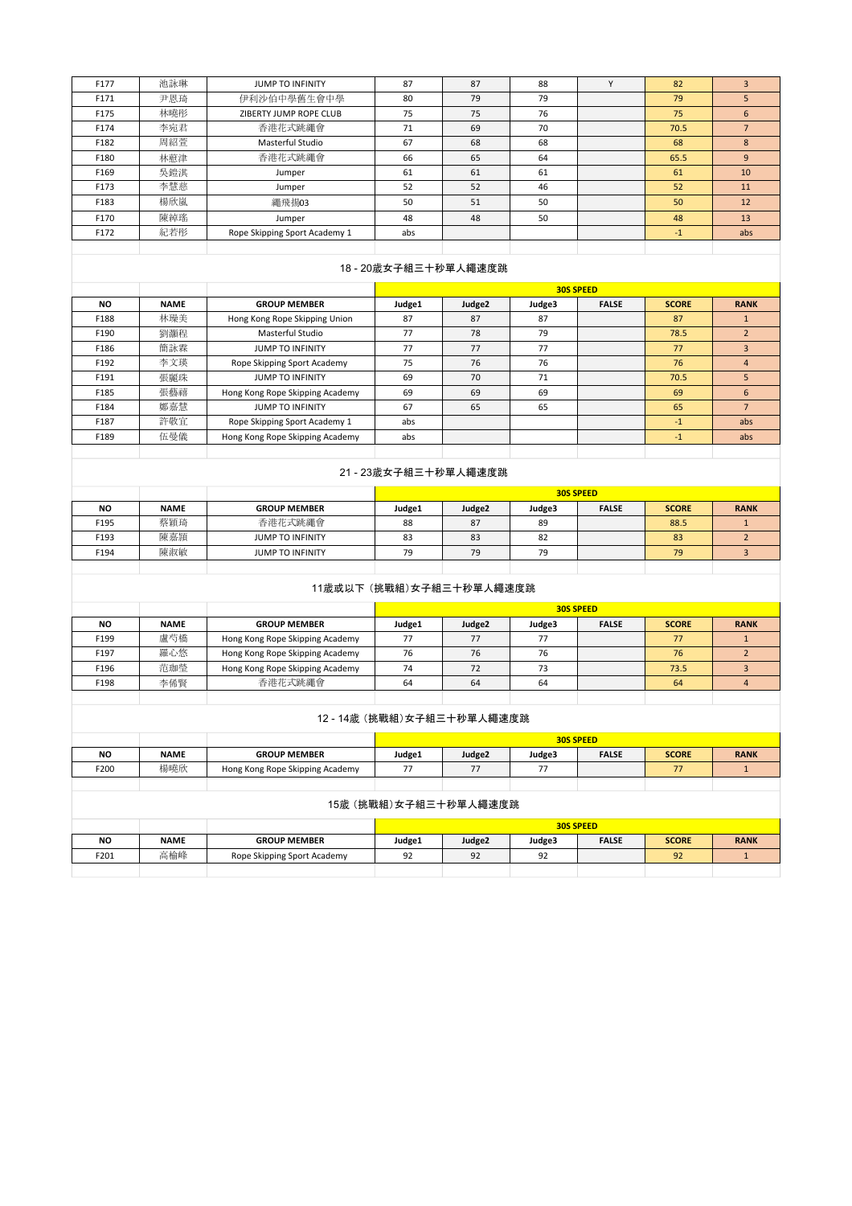| | | | | | | | | |
|---|---|---|---|---|---|---|---|---|
| F177 | 池詠琳 | JUMP TO INFINITY | 87 | 87 | 88 | Y | 82 | 3 |
| F171 | 尹恩琦 | 伊利沙伯中學舊生會中學 | 80 | 79 | 79 | | 79 | 5 |
| F175 | 林曉彤 | ZIBERTY JUMP ROPE CLUB | 75 | 75 | 76 | | 75 | 6 |
| F174 | 李宛君 | 香港花式跳繩會 | 71 | 69 | 70 | | 70.5 | 7 |
| F182 | 周紹萱 | Masterful Studio | 67 | 68 | 68 | | 68 | 8 |
| F180 | 林願津 | 香港花式跳繩會 | 66 | 65 | 64 | | 65.5 | 9 |
| F169 | 吳鎧淇 | Jumper | 61 | 61 | 61 | | 61 | 10 |
| F173 | 李慧慈 | Jumper | 52 | 52 | 46 | | 52 | 11 |
| F183 | 楊欣嵐 | 繩飛揚03 | 50 | 51 | 50 | | 50 | 12 |
| F170 | 陳婥瑤 | Jumper | 48 | 48 | 50 | | 48 | 13 |
| F172 | 紀若彤 | Rope Skipping Sport Academy 1 | abs | | | | -1 | abs |

## 18 - 20歲女子組三十秒單人繩速度跳

| | | | 30S SPEED | | | | | |
|---|---|---|---|---|---|---|---|---|
| NO | NAME | GROUP MEMBER | Judge1 | Judge2 | Judge3 | FALSE | SCORE | RANK |
| F188 | 林瑛美 | Hong Kong Rope Skipping Union | 87 | 87 | 87 | | 87 | 1 |
| F190 | 劉灝程 | Masterful Studio | 77 | 78 | 79 | | 78.5 | 2 |
| F186 | 簡詠霖 | JUMP TO INFINITY | 77 | 77 | 77 | | 77 | 3 |
| F192 | 李文瑛 | Rope Skipping Sport Academy | 75 | 76 | 76 | | 76 | 4 |
| F191 | 張麗珠 | JUMP TO INFINITY | 69 | 70 | 71 | | 70.5 | 5 |
| F185 | 張藝禧 | Hong Kong Rope Skipping Academy | 69 | 69 | 69 | | 69 | 6 |
| F184 | 鄺嘉慧 | JUMP TO INFINITY | 67 | 65 | 65 | | 65 | 7 |
| F187 | 許敬宜 | Rope Skipping Sport Academy 1 | abs | | | | -1 | abs |
| F189 | 伍曼儀 | Hong Kong Rope Skipping Academy | abs | | | | -1 | abs |

## 21 - 23歲女子組三十秒單人繩速度跳

| | | | 30S SPEED | | | | | |
|---|---|---|---|---|---|---|---|---|
| NO | NAME | GROUP MEMBER | Judge1 | Judge2 | Judge3 | FALSE | SCORE | RANK |
| F195 | 蔡穎琦 | 香港花式跳繩會 | 88 | 87 | 89 | | 88.5 | 1 |
| F193 | 陳嘉頴 | JUMP TO INFINITY | 83 | 83 | 82 | | 83 | 2 |
| F194 | 陳淑敏 | JUMP TO INFINITY | 79 | 79 | 79 | | 79 | 3 |

## 11歲或以下 (挑戰組)女子組三十秒單人繩速度跳

| | | | 30S SPEED | | | | | |
|---|---|---|---|---|---|---|---|---|
| NO | NAME | GROUP MEMBER | Judge1 | Judge2 | Judge3 | FALSE | SCORE | RANK |
| F199 | 盧芍橋 | Hong Kong Rope Skipping Academy | 77 | 77 | 77 | | 77 | 1 |
| F197 | 羅心悠 | Hong Kong Rope Skipping Academy | 76 | 76 | 76 | | 76 | 2 |
| F196 | 范珈瑩 | Hong Kong Rope Skipping Academy | 74 | 72 | 73 | | 73.5 | 3 |
| F198 | 李俙賢 | 香港花式跳繩會 | 64 | 64 | 64 | | 64 | 4 |

## 12 - 14歲 (挑戰組)女子組三十秒單人繩速度跳

| | | | 30S SPEED | | | | | |
|---|---|---|---|---|---|---|---|---|
| NO | NAME | GROUP MEMBER | Judge1 | Judge2 | Judge3 | FALSE | SCORE | RANK |
| F200 | 楊曉欣 | Hong Kong Rope Skipping Academy | 77 | 77 | 77 | | 77 | 1 |

## 15歲 (挑戰組)女子組三十秒單人繩速度跳

| | | | 30S SPEED | | | | | |
|---|---|---|---|---|---|---|---|---|
| NO | NAME | GROUP MEMBER | Judge1 | Judge2 | Judge3 | FALSE | SCORE | RANK |
| F201 | 高榆峰 | Rope Skipping Sport Academy | 92 | 92 | 92 | | 92 | 1 |